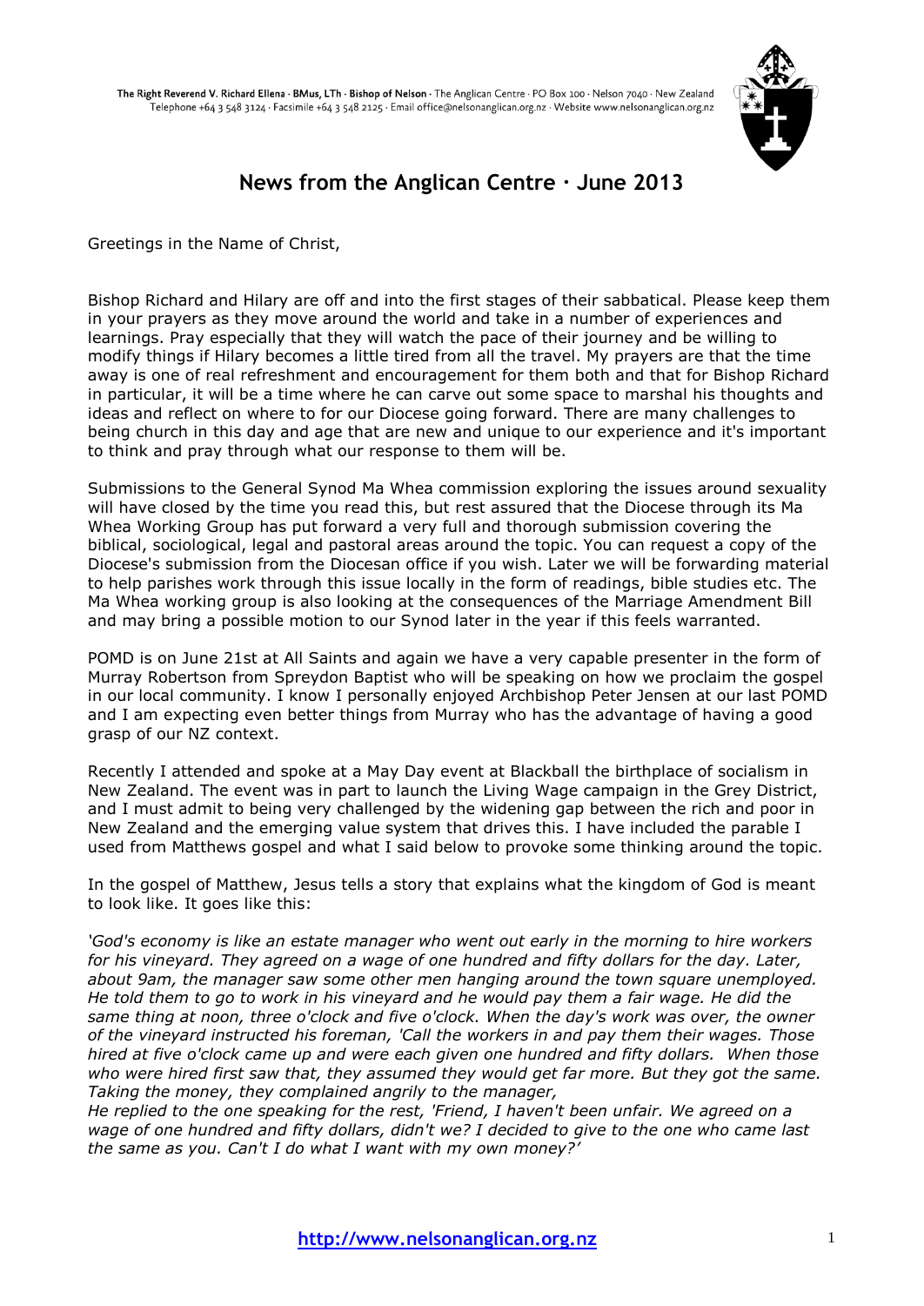The Right Reverend V. Richard Ellena · BMus, LTh · **Bishop of Nelson** · The Anglican Centre · PO Box 100 · Nelson 7040 · New Zealand
Telephone +64 3 548 3124 · Facsimile +64 3 548 2125 · Email office@nelsonanglican.org.nz · Website www.nelsonanglican.org.nz

# News from the Anglican Centre · June 2013

Greetings in the Name of Christ,

Bishop Richard and Hilary are off and into the first stages of their sabbatical. Please keep them in your prayers as they move around the world and take in a number of experiences and learnings. Pray especially that they will watch the pace of their journey and be willing to modify things if Hilary becomes a little tired from all the travel. My prayers are that the time away is one of real refreshment and encouragement for them both and that for Bishop Richard in particular, it will be a time where he can carve out some space to marshal his thoughts and ideas and reflect on where to for our Diocese going forward. There are many challenges to being church in this day and age that are new and unique to our experience and it's important to think and pray through what our response to them will be.

Submissions to the General Synod Ma Whea commission exploring the issues around sexuality will have closed by the time you read this, but rest assured that the Diocese through its Ma Whea Working Group has put forward a very full and thorough submission covering the biblical, sociological, legal and pastoral areas around the topic. You can request a copy of the Diocese's submission from the Diocesan office if you wish. Later we will be forwarding material to help parishes work through this issue locally in the form of readings, bible studies etc. The Ma Whea working group is also looking at the consequences of the Marriage Amendment Bill and may bring a possible motion to our Synod later in the year if this feels warranted.

POMD is on June 21st at All Saints and again we have a very capable presenter in the form of Murray Robertson from Spreydon Baptist who will be speaking on how we proclaim the gospel in our local community. I know I personally enjoyed Archbishop Peter Jensen at our last POMD and I am expecting even better things from Murray who has the advantage of having a good grasp of our NZ context.

Recently I attended and spoke at a May Day event at Blackball the birthplace of socialism in New Zealand. The event was in part to launch the Living Wage campaign in the Grey District, and I must admit to being very challenged by the widening gap between the rich and poor in New Zealand and the emerging value system that drives this. I have included the parable I used from Matthews gospel and what I said below to provoke some thinking around the topic.

In the gospel of Matthew, Jesus tells a story that explains what the kingdom of God is meant to look like. It goes like this:

*'God's economy is like an estate manager who went out early in the morning to hire workers for his vineyard. They agreed on a wage of one hundred and fifty dollars for the day. Later, about 9am, the manager saw some other men hanging around the town square unemployed. He told them to go to work in his vineyard and he would pay them a fair wage. He did the same thing at noon, three o'clock and five o'clock. When the day's work was over, the owner of the vineyard instructed his foreman, 'Call the workers in and pay them their wages. Those hired at five o'clock came up and were each given one hundred and fifty dollars. When those who were hired first saw that, they assumed they would get far more. But they got the same. Taking the money, they complained angrily to the manager,*
*He replied to the one speaking for the rest, 'Friend, I haven't been unfair. We agreed on a wage of one hundred and fifty dollars, didn't we? I decided to give to the one who came last the same as you. Can't I do what I want with my own money?'*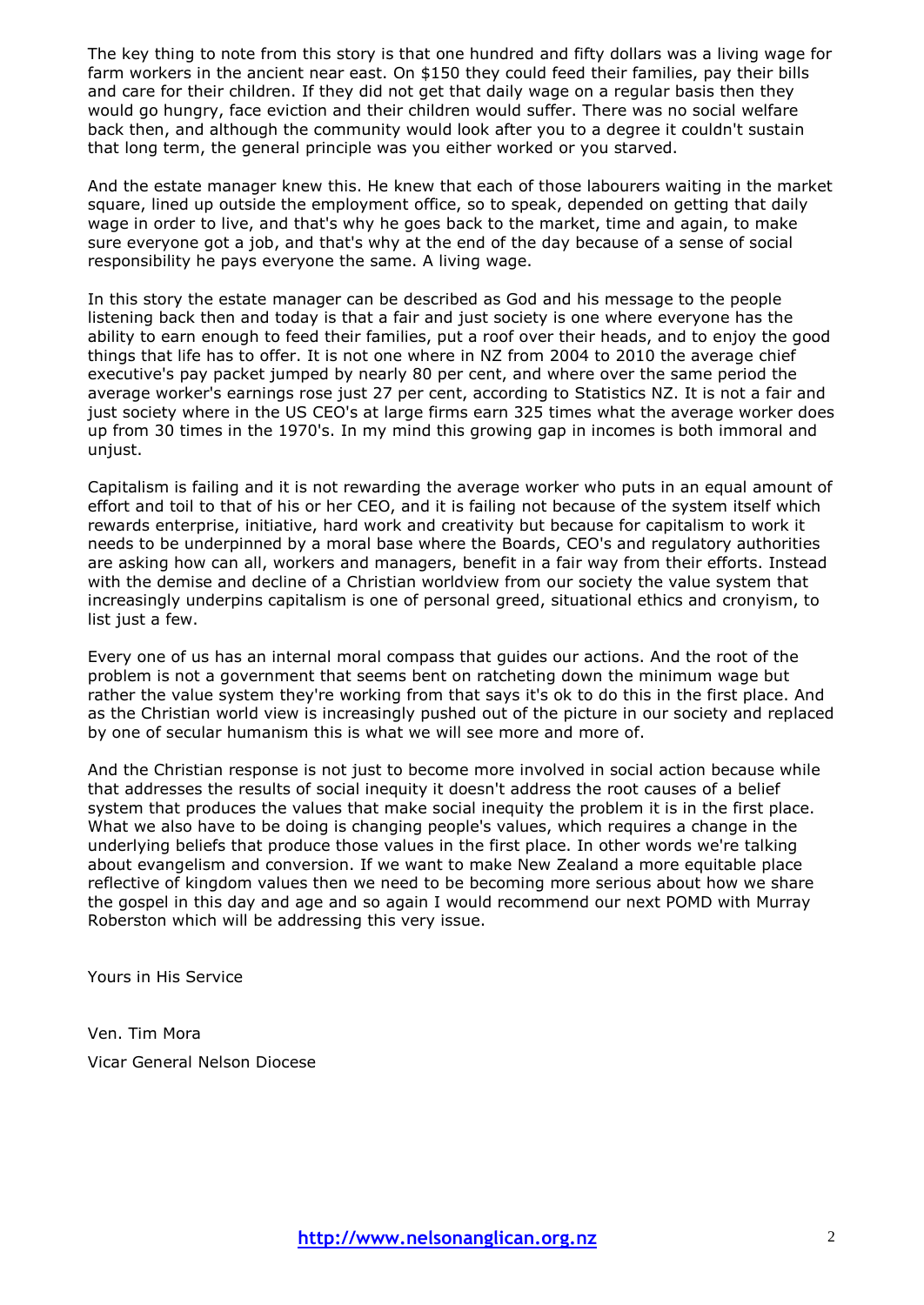The key thing to note from this story is that one hundred and fifty dollars was a living wage for farm workers in the ancient near east. On $150 they could feed their families, pay their bills and care for their children. If they did not get that daily wage on a regular basis then they would go hungry, face eviction and their children would suffer. There was no social welfare back then, and although the community would look after you to a degree it couldn't sustain that long term, the general principle was you either worked or you starved.

And the estate manager knew this. He knew that each of those labourers waiting in the market square, lined up outside the employment office, so to speak, depended on getting that daily wage in order to live, and that's why he goes back to the market, time and again, to make sure everyone got a job, and that's why at the end of the day because of a sense of social responsibility he pays everyone the same. A living wage.

In this story the estate manager can be described as God and his message to the people listening back then and today is that a fair and just society is one where everyone has the ability to earn enough to feed their families, put a roof over their heads, and to enjoy the good things that life has to offer. It is not one where in NZ from 2004 to 2010 the average chief executive's pay packet jumped by nearly 80 per cent, and where over the same period the average worker's earnings rose just 27 per cent, according to Statistics NZ. It is not a fair and just society where in the US CEO's at large firms earn 325 times what the average worker does up from 30 times in the 1970's. In my mind this growing gap in incomes is both immoral and unjust.

Capitalism is failing and it is not rewarding the average worker who puts in an equal amount of effort and toil to that of his or her CEO, and it is failing not because of the system itself which rewards enterprise, initiative, hard work and creativity but because for capitalism to work it needs to be underpinned by a moral base where the Boards, CEO's and regulatory authorities are asking how can all, workers and managers, benefit in a fair way from their efforts. Instead with the demise and decline of a Christian worldview from our society the value system that increasingly underpins capitalism is one of personal greed, situational ethics and cronyism, to list just a few.

Every one of us has an internal moral compass that guides our actions. And the root of the problem is not a government that seems bent on ratcheting down the minimum wage but rather the value system they're working from that says it's ok to do this in the first place. And as the Christian world view is increasingly pushed out of the picture in our society and replaced by one of secular humanism this is what we will see more and more of.

And the Christian response is not just to become more involved in social action because while that addresses the results of social inequity it doesn't address the root causes of a belief system that produces the values that make social inequity the problem it is in the first place. What we also have to be doing is changing people's values, which requires a change in the underlying beliefs that produce those values in the first place. In other words we're talking about evangelism and conversion. If we want to make New Zealand a more equitable place reflective of kingdom values then we need to be becoming more serious about how we share the gospel in this day and age and so again I would recommend our next POMD with Murray Roberston which will be addressing this very issue.

Yours in His Service

Ven. Tim Mora

Vicar General Nelson Diocese

http://www.nelsonanglican.org.nz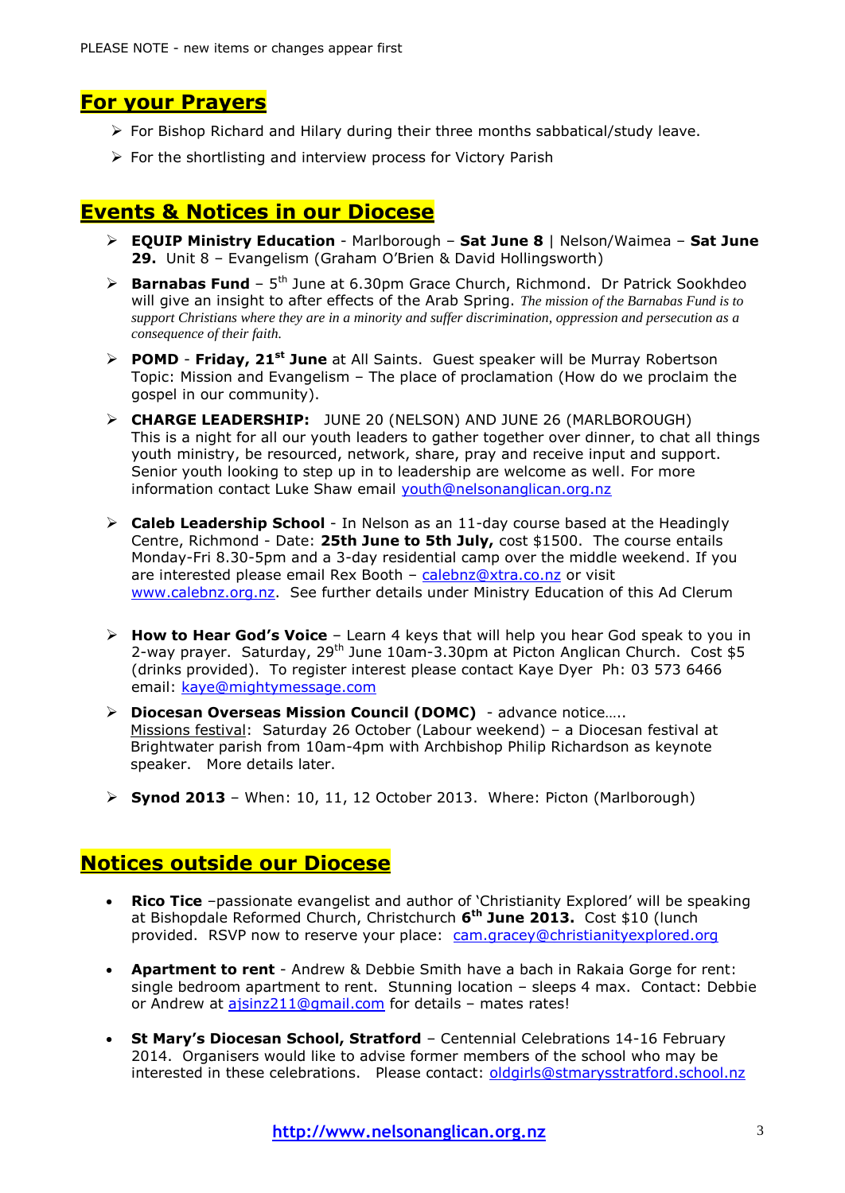PLEASE NOTE - new items or changes appear first

## For your Prayers

- For Bishop Richard and Hilary during their three months sabbatical/study leave.
- For the shortlisting and interview process for Victory Parish

## Events & Notices in our Diocese

- **EQUIP Ministry Education** - Marlborough – **Sat June 8** | Nelson/Waimea – **Sat June 29.** Unit 8 – Evangelism (Graham O'Brien & David Hollingsworth)
- **Barnabas Fund** – 5th June at 6.30pm Grace Church, Richmond. Dr Patrick Sookhdeo will give an insight to after effects of the Arab Spring. *The mission of the Barnabas Fund is to support Christians where they are in a minority and suffer discrimination, oppression and persecution as a consequence of their faith.*
- **POMD** - **Friday, 21st June** at All Saints. Guest speaker will be Murray Robertson Topic: Mission and Evangelism – The place of proclamation (How do we proclaim the gospel in our community).
- **CHARGE LEADERSHIP:** JUNE 20 (NELSON) AND JUNE 26 (MARLBOROUGH) This is a night for all our youth leaders to gather together over dinner, to chat all things youth ministry, be resourced, network, share, pray and receive input and support. Senior youth looking to step up in to leadership are welcome as well. For more information contact Luke Shaw email youth@nelsonanglican.org.nz
- **Caleb Leadership School** - In Nelson as an 11-day course based at the Headingly Centre, Richmond - Date: **25th June to 5th July,** cost $1500. The course entails Monday-Fri 8.30-5pm and a 3-day residential camp over the middle weekend. If you are interested please email Rex Booth – calebnz@xtra.co.nz or visit www.calebnz.org.nz. See further details under Ministry Education of this Ad Clerum
- **How to Hear God's Voice** – Learn 4 keys that will help you hear God speak to you in 2-way prayer. Saturday, 29th June 10am-3.30pm at Picton Anglican Church. Cost $5 (drinks provided). To register interest please contact Kaye Dyer Ph: 03 573 6466 email: kaye@mightymessage.com
- **Diocesan Overseas Mission Council (DOMC)** - advance notice….. Missions festival: Saturday 26 October (Labour weekend) – a Diocesan festival at Brightwater parish from 10am-4pm with Archbishop Philip Richardson as keynote speaker. More details later.
- **Synod 2013** – When: 10, 11, 12 October 2013. Where: Picton (Marlborough)

## Notices outside our Diocese

- **Rico Tice** –passionate evangelist and author of 'Christianity Explored' will be speaking at Bishopdale Reformed Church, Christchurch **6th June 2013.** Cost $10 (lunch provided. RSVP now to reserve your place: cam.gracey@christianityexplored.org
- **Apartment to rent** - Andrew & Debbie Smith have a bach in Rakaia Gorge for rent: single bedroom apartment to rent. Stunning location – sleeps 4 max. Contact: Debbie or Andrew at ajsinz211@gmail.com for details – mates rates!
- **St Mary's Diocesan School, Stratford** – Centennial Celebrations 14-16 February 2014. Organisers would like to advise former members of the school who may be interested in these celebrations. Please contact: oldgirls@stmarysstratford.school.nz

**http://www.nelsonanglican.org.nz**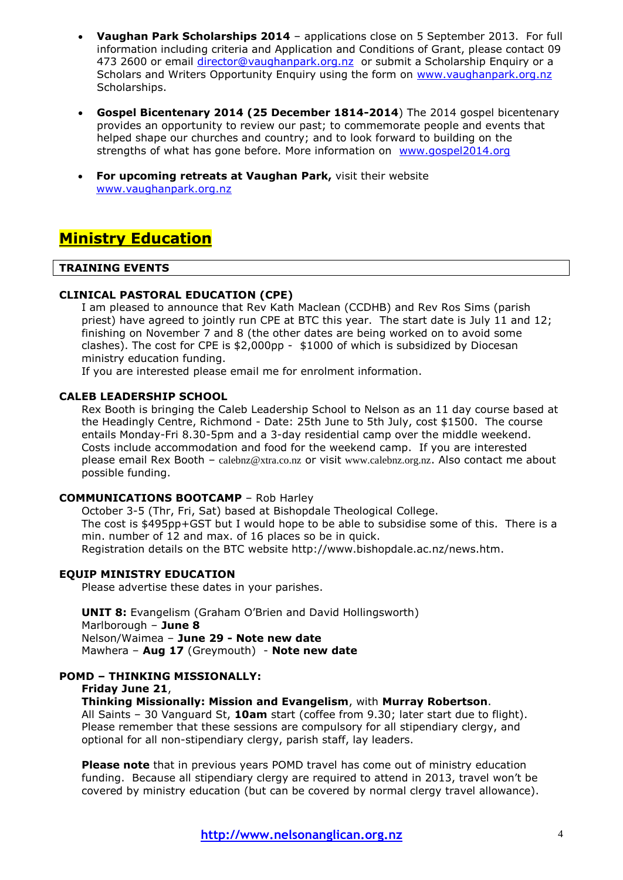- **Vaughan Park Scholarships 2014** – applications close on 5 September 2013. For full information including criteria and Application and Conditions of Grant, please contact 09 473 2600 or email director@vaughanpark.org.nz or submit a Scholarship Enquiry or a Scholars and Writers Opportunity Enquiry using the form on www.vaughanpark.org.nz Scholarships.

- **Gospel Bicentenary 2014 (25 December 1814-2014**) The 2014 gospel bicentenary provides an opportunity to review our past; to commemorate people and events that helped shape our churches and country; and to look forward to building on the strengths of what has gone before. More information on www.gospel2014.org

- **For upcoming retreats at Vaughan Park,** visit their website www.vaughanpark.org.nz

## Ministry Education

### TRAINING EVENTS

**CLINICAL PASTORAL EDUCATION (CPE)**

I am pleased to announce that Rev Kath Maclean (CCDHB) and Rev Ros Sims (parish priest) have agreed to jointly run CPE at BTC this year. The start date is July 11 and 12; finishing on November 7 and 8 (the other dates are being worked on to avoid some clashes). The cost for CPE is $2,000pp - $1000 of which is subsidized by Diocesan ministry education funding.
If you are interested please email me for enrolment information.

**CALEB LEADERSHIP SCHOOL**

Rex Booth is bringing the Caleb Leadership School to Nelson as an 11 day course based at the Headingly Centre, Richmond - Date: 25th June to 5th July, cost $1500. The course entails Monday-Fri 8.30-5pm and a 3-day residential camp over the middle weekend. Costs include accommodation and food for the weekend camp. If you are interested please email Rex Booth – calebnz@xtra.co.nz or visit www.calebnz.org.nz. Also contact me about possible funding.

**COMMUNICATIONS BOOTCAMP** – Rob Harley

October 3-5 (Thr, Fri, Sat) based at Bishopdale Theological College.
The cost is $495pp+GST but I would hope to be able to subsidise some of this. There is a min. number of 12 and max. of 16 places so be in quick.
Registration details on the BTC website http://www.bishopdale.ac.nz/news.htm.

**EQUIP MINISTRY EDUCATION**

Please advertise these dates in your parishes.

**UNIT 8:** Evangelism (Graham O'Brien and David Hollingsworth)
Marlborough – **June 8**
Nelson/Waimea – **June 29 - Note new date**
Mawhera – **Aug 17** (Greymouth) - **Note new date**

**POMD – THINKING MISSIONALLY:**

**Friday June 21**,
**Thinking Missionally: Mission and Evangelism**, with **Murray Robertson**.
All Saints – 30 Vanguard St, **10am** start (coffee from 9.30; later start due to flight).
Please remember that these sessions are compulsory for all stipendiary clergy, and optional for all non-stipendiary clergy, parish staff, lay leaders.

**Please note** that in previous years POMD travel has come out of ministry education funding. Because all stipendiary clergy are required to attend in 2013, travel won't be covered by ministry education (but can be covered by normal clergy travel allowance).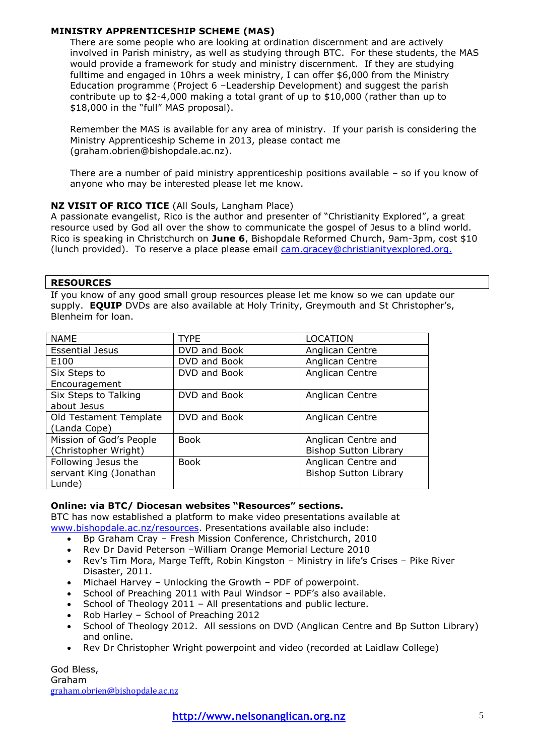**MINISTRY APPRENTICESHIP SCHEME (MAS)**

There are some people who are looking at ordination discernment and are actively involved in Parish ministry, as well as studying through BTC. For these students, the MAS would provide a framework for study and ministry discernment. If they are studying fulltime and engaged in 10hrs a week ministry, I can offer $6,000 from the Ministry Education programme (Project 6 –Leadership Development) and suggest the parish contribute up to $2-4,000 making a total grant of up to $10,000 (rather than up to $18,000 in the "full" MAS proposal).

Remember the MAS is available for any area of ministry. If your parish is considering the Ministry Apprenticeship Scheme in 2013, please contact me (graham.obrien@bishopdale.ac.nz).

There are a number of paid ministry apprenticeship positions available – so if you know of anyone who may be interested please let me know.

**NZ VISIT OF RICO TICE** (All Souls, Langham Place)

A passionate evangelist, Rico is the author and presenter of "Christianity Explored", a great resource used by God all over the show to communicate the gospel of Jesus to a blind world. Rico is speaking in Christchurch on **June 6**, Bishopdale Reformed Church, 9am-3pm, cost $10 (lunch provided). To reserve a place please email cam.gracey@christianityexplored.org.

## RESOURCES

If you know of any good small group resources please let me know so we can update our supply. **EQUIP** DVDs are also available at Holy Trinity, Greymouth and St Christopher's, Blenheim for loan.

| NAME | TYPE | LOCATION |
|---|---|---|
| Essential Jesus | DVD and Book | Anglican Centre |
| E100 | DVD and Book | Anglican Centre |
| Six Steps to Encouragement | DVD and Book | Anglican Centre |
| Six Steps to Talking about Jesus | DVD and Book | Anglican Centre |
| Old Testament Template (Landa Cope) | DVD and Book | Anglican Centre |
| Mission of God's People (Christopher Wright) | Book | Anglican Centre and Bishop Sutton Library |
| Following Jesus the servant King (Jonathan Lunde) | Book | Anglican Centre and Bishop Sutton Library |

**Online: via BTC/ Diocesan websites "Resources" sections.**

BTC has now established a platform to make video presentations available at www.bishopdale.ac.nz/resources. Presentations available also include:

- Bp Graham Cray – Fresh Mission Conference, Christchurch, 2010
- Rev Dr David Peterson –William Orange Memorial Lecture 2010
- Rev's Tim Mora, Marge Tefft, Robin Kingston – Ministry in life's Crises – Pike River Disaster, 2011.
- Michael Harvey – Unlocking the Growth – PDF of powerpoint.
- School of Preaching 2011 with Paul Windsor – PDF's also available.
- School of Theology 2011 – All presentations and public lecture.
- Rob Harley – School of Preaching 2012
- School of Theology 2012. All sessions on DVD (Anglican Centre and Bp Sutton Library) and online.
- Rev Dr Christopher Wright powerpoint and video (recorded at Laidlaw College)

God Bless,
Graham
graham.obrien@bishopdale.ac.nz

http://www.nelsonanglican.org.nz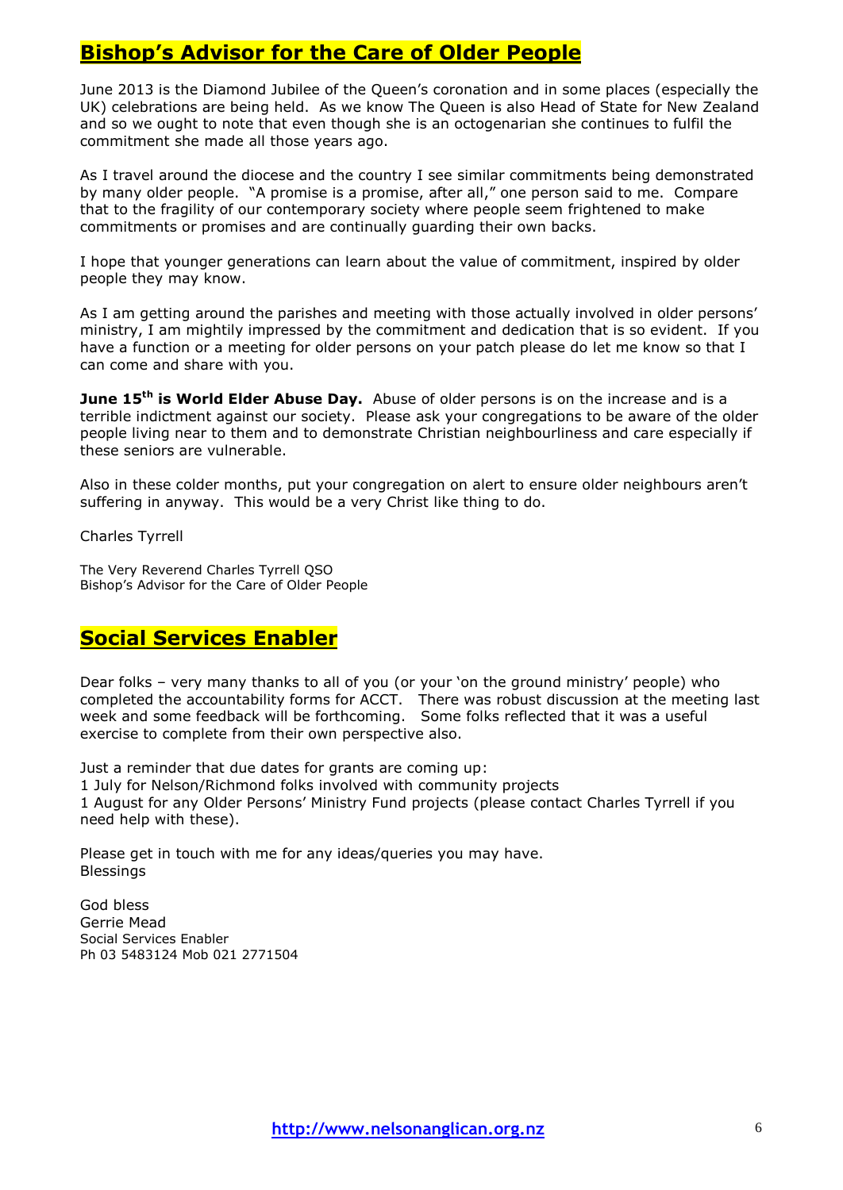## Bishop's Advisor for the Care of Older People

June 2013 is the Diamond Jubilee of the Queen's coronation and in some places (especially the UK) celebrations are being held. As we know The Queen is also Head of State for New Zealand and so we ought to note that even though she is an octogenarian she continues to fulfil the commitment she made all those years ago.

As I travel around the diocese and the country I see similar commitments being demonstrated by many older people. "A promise is a promise, after all," one person said to me. Compare that to the fragility of our contemporary society where people seem frightened to make commitments or promises and are continually guarding their own backs.

I hope that younger generations can learn about the value of commitment, inspired by older people they may know.

As I am getting around the parishes and meeting with those actually involved in older persons' ministry, I am mightily impressed by the commitment and dedication that is so evident. If you have a function or a meeting for older persons on your patch please do let me know so that I can come and share with you.

**June 15th is World Elder Abuse Day.** Abuse of older persons is on the increase and is a terrible indictment against our society. Please ask your congregations to be aware of the older people living near to them and to demonstrate Christian neighbourliness and care especially if these seniors are vulnerable.

Also in these colder months, put your congregation on alert to ensure older neighbours aren't suffering in anyway. This would be a very Christ like thing to do.

Charles Tyrrell

The Very Reverend Charles Tyrrell QSO
Bishop's Advisor for the Care of Older People

## Social Services Enabler

Dear folks – very many thanks to all of you (or your 'on the ground ministry' people) who completed the accountability forms for ACCT. There was robust discussion at the meeting last week and some feedback will be forthcoming. Some folks reflected that it was a useful exercise to complete from their own perspective also.

Just a reminder that due dates for grants are coming up:
1 July for Nelson/Richmond folks involved with community projects
1 August for any Older Persons' Ministry Fund projects (please contact Charles Tyrrell if you need help with these).

Please get in touch with me for any ideas/queries you may have.
Blessings

God bless
Gerrie Mead
Social Services Enabler
Ph 03 5483124 Mob 021 2771504

http://www.nelsonanglican.org.nz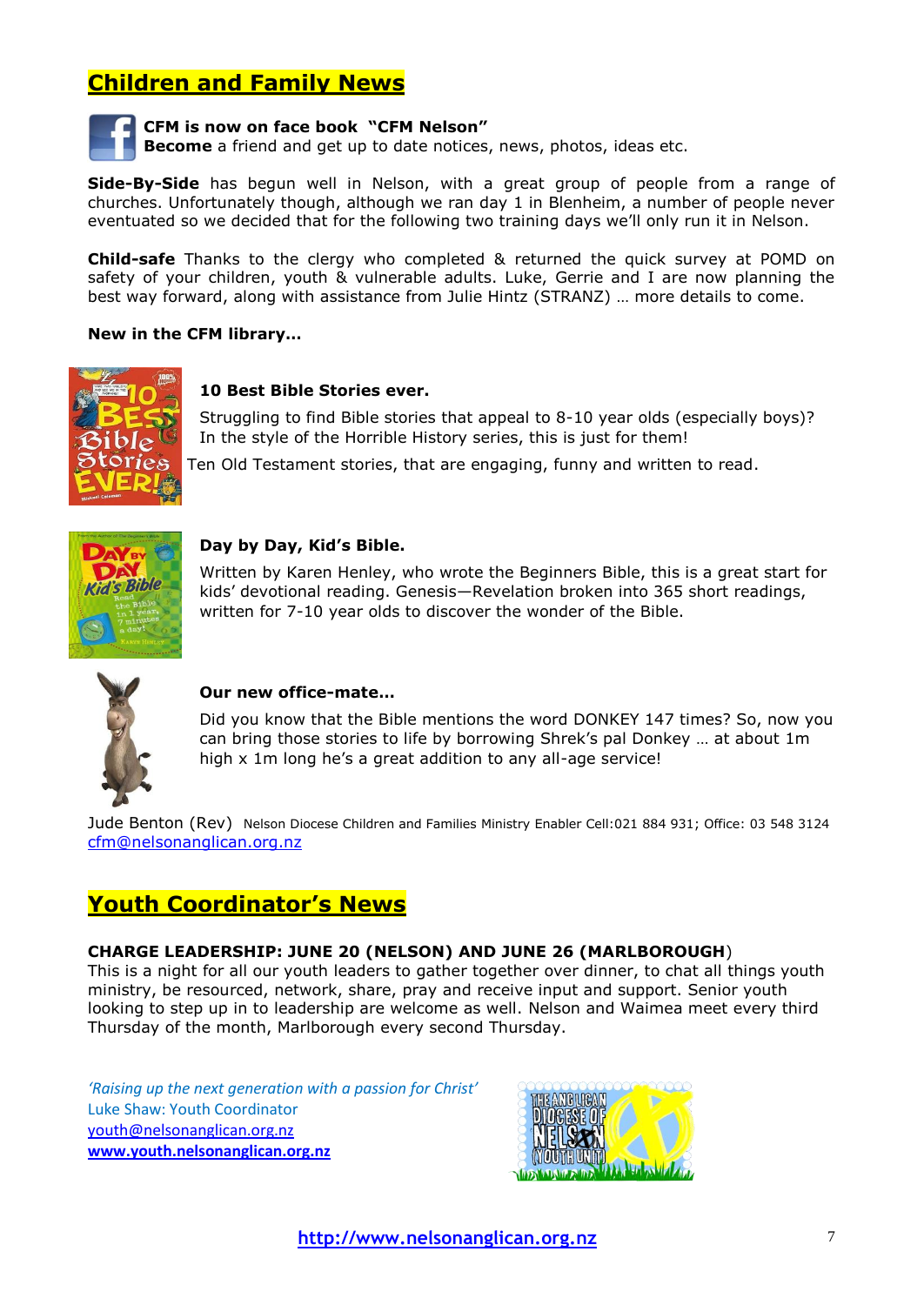## Children and Family News

**CFM is now on face book "CFM Nelson"**
**Become** a friend and get up to date notices, news, photos, ideas etc.

**Side-By-Side** has begun well in Nelson, with a great group of people from a range of churches. Unfortunately though, although we ran day 1 in Blenheim, a number of people never eventuated so we decided that for the following two training days we'll only run it in Nelson.

**Child-safe** Thanks to the clergy who completed & returned the quick survey at POMD on safety of your children, youth & vulnerable adults. Luke, Gerrie and I are now planning the best way forward, along with assistance from Julie Hintz (STRANZ) … more details to come.

**New in the CFM library…**

**10 Best Bible Stories ever.**

Struggling to find Bible stories that appeal to 8-10 year olds (especially boys)? In the style of the Horrible History series, this is just for them!

Ten Old Testament stories, that are engaging, funny and written to read.

**Day by Day, Kid's Bible.**

Written by Karen Henley, who wrote the Beginners Bible, this is a great start for kids' devotional reading. Genesis—Revelation broken into 365 short readings, written for 7-10 year olds to discover the wonder of the Bible.

**Our new office-mate…**

Did you know that the Bible mentions the word DONKEY 147 times? So, now you can bring those stories to life by borrowing Shrek's pal Donkey … at about 1m high x 1m long he's a great addition to any all-age service!

Jude Benton (Rev) Nelson Diocese Children and Families Ministry Enabler Cell:021 884 931; Office: 03 548 3124
cfm@nelsonanglican.org.nz

## Youth Coordinator's News

**CHARGE LEADERSHIP: JUNE 20 (NELSON) AND JUNE 26 (MARLBOROUGH)**
This is a night for all our youth leaders to gather together over dinner, to chat all things youth ministry, be resourced, network, share, pray and receive input and support. Senior youth looking to step up in to leadership are welcome as well. Nelson and Waimea meet every third Thursday of the month, Marlborough every second Thursday.

*'Raising up the next generation with a passion for Christ'*
Luke Shaw: Youth Coordinator
youth@nelsonanglican.org.nz
**www.youth.nelsonanglican.org.nz**

**http://www.nelsonanglican.org.nz**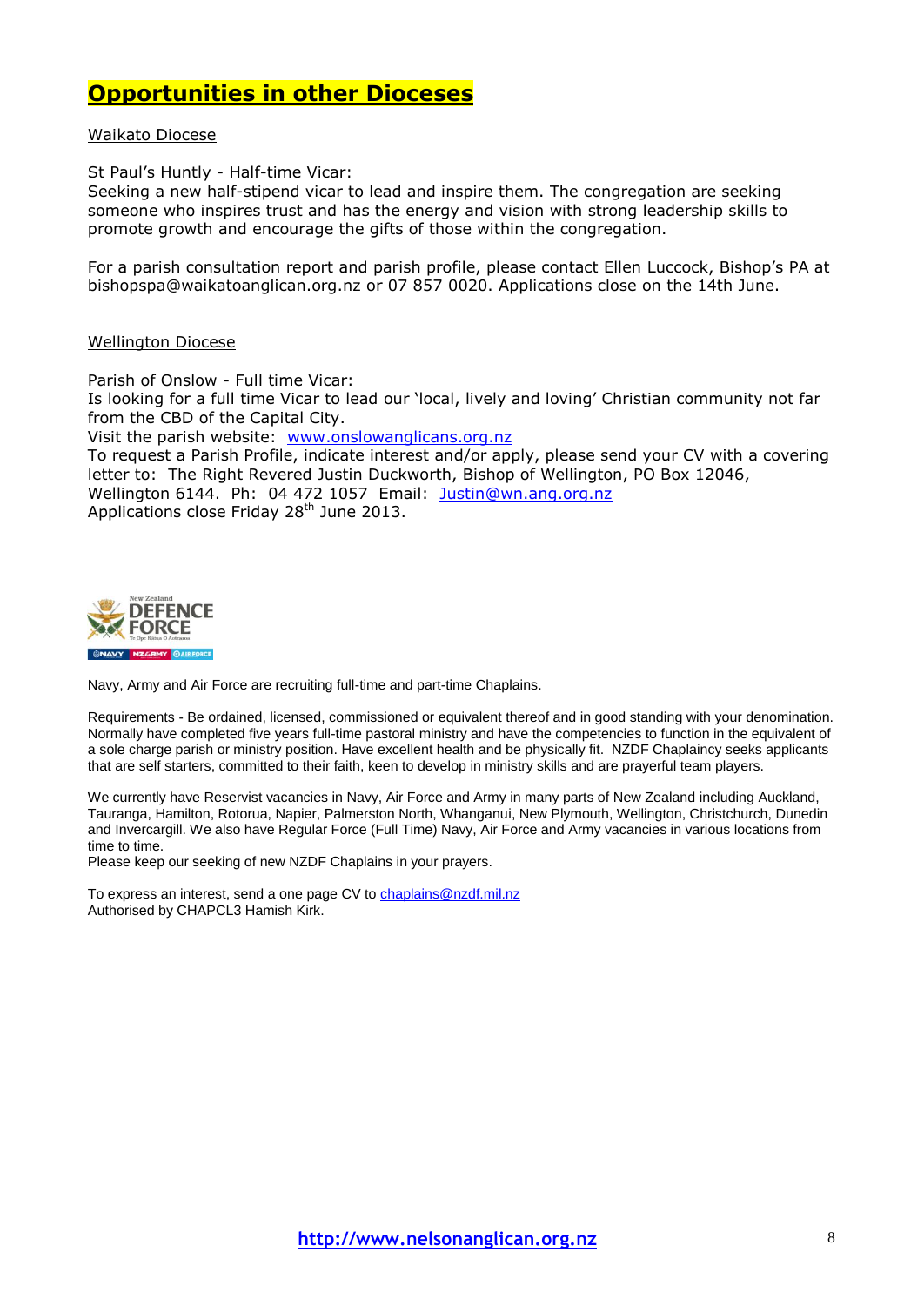# Opportunities in other Dioceses

Waikato Diocese

St Paul's Huntly - Half-time Vicar:
Seeking a new half-stipend vicar to lead and inspire them. The congregation are seeking someone who inspires trust and has the energy and vision with strong leadership skills to promote growth and encourage the gifts of those within the congregation.

For a parish consultation report and parish profile, please contact Ellen Luccock, Bishop's PA at bishopspa@waikatoanglican.org.nz or 07 857 0020. Applications close on the 14th June.

Wellington Diocese

Parish of Onslow - Full time Vicar:
Is looking for a full time Vicar to lead our 'local, lively and loving' Christian community not far from the CBD of the Capital City.
Visit the parish website: www.onslowanglicans.org.nz
To request a Parish Profile, indicate interest and/or apply, please send your CV with a covering letter to: The Right Revered Justin Duckworth, Bishop of Wellington, PO Box 12046, Wellington 6144. Ph: 04 472 1057 Email: Justin@wn.ang.org.nz
Applications close Friday 28th June 2013.

New Zealand DEFENCE FORCE
Te Ope Kātua O Aotearoa
NAVY NZ ARMY AIR FORCE

Navy, Army and Air Force are recruiting full-time and part-time Chaplains.

Requirements - Be ordained, licensed, commissioned or equivalent thereof and in good standing with your denomination. Normally have completed five years full-time pastoral ministry and have the competencies to function in the equivalent of a sole charge parish or ministry position. Have excellent health and be physically fit. NZDF Chaplaincy seeks applicants that are self starters, committed to their faith, keen to develop in ministry skills and are prayerful team players.

We currently have Reservist vacancies in Navy, Air Force and Army in many parts of New Zealand including Auckland, Tauranga, Hamilton, Rotorua, Napier, Palmerston North, Whanganui, New Plymouth, Wellington, Christchurch, Dunedin and Invercargill. We also have Regular Force (Full Time) Navy, Air Force and Army vacancies in various locations from time to time.
Please keep our seeking of new NZDF Chaplains in your prayers.

To express an interest, send a one page CV to chaplains@nzdf.mil.nz
Authorised by CHAPCL3 Hamish Kirk.